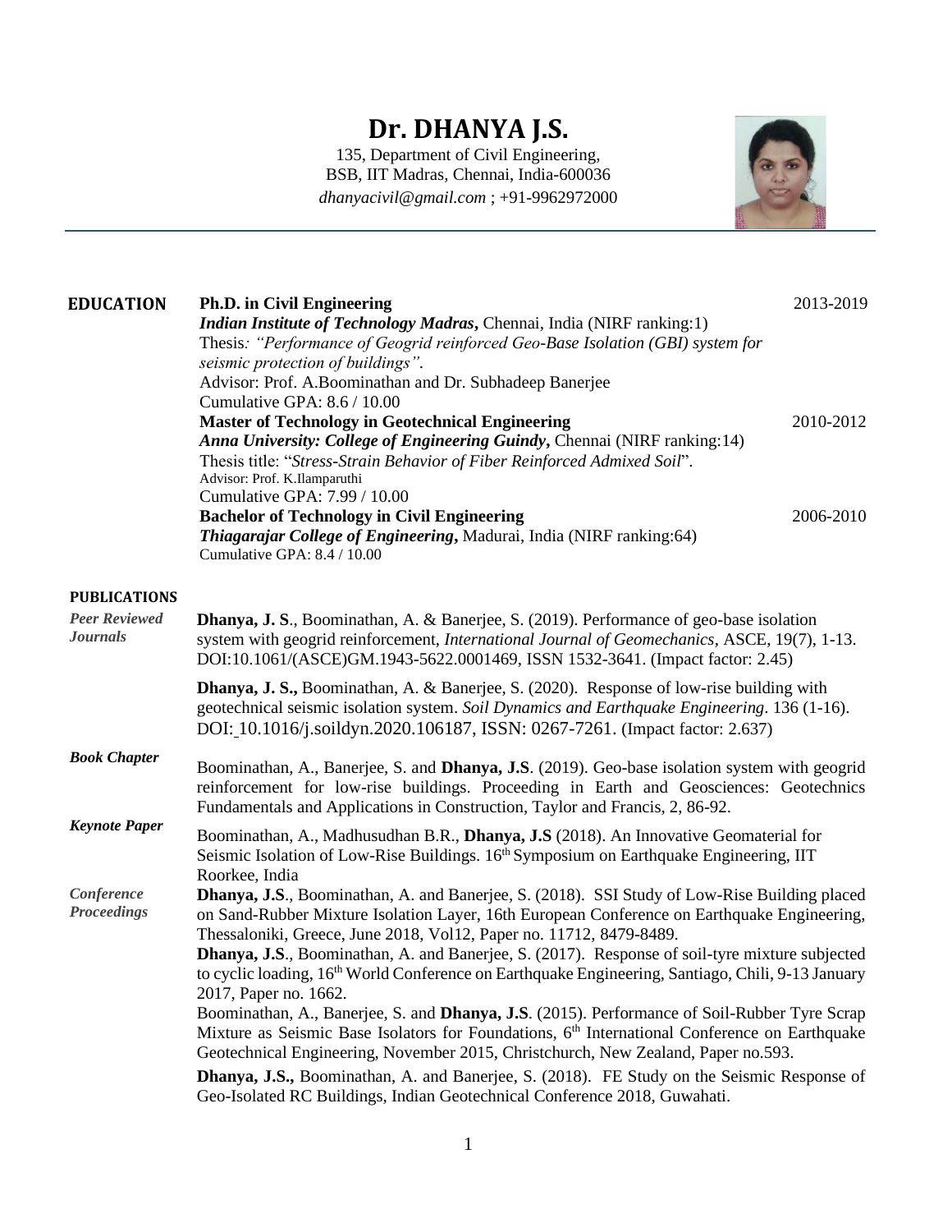# Dr. DHANYA J.S.

135, Department of Civil Engineering,
BSB, IIT Madras, Chennai, India-600036
*dhanyacivil@gmail.com* ; +91-9962972000

## EDUCATION

**Ph.D. in Civil Engineering** — 2013-2019
***Indian Institute of Technology Madras*,** Chennai, India (NIRF ranking:1)
Thesis*: "Performance of Geogrid reinforced Geo-Base Isolation (GBI) system for seismic protection of buildings".*
Advisor: Prof. A.Boominathan and Dr. Subhadeep Banerjee
Cumulative GPA: 8.6 / 10.00

**Master of Technology in Geotechnical Engineering** — 2010-2012
***Anna University: College of Engineering Guindy*,** Chennai (NIRF ranking:14)
Thesis title: "*Stress-Strain Behavior of Fiber Reinforced Admixed Soil*".
Advisor: Prof. K.Ilamparuthi
Cumulative GPA: 7.99 / 10.00

**Bachelor of Technology in Civil Engineering** — 2006-2010
***Thiagarajar College of Engineering*,** Madurai, India (NIRF ranking:64)
Cumulative GPA: 8.4 / 10.00

## PUBLICATIONS

### *Peer Reviewed Journals*

**Dhanya, J. S**., Boominathan, A. & Banerjee, S. (2019). Performance of geo-base isolation system with geogrid reinforcement, *International Journal of Geomechanics*, ASCE, 19(7), 1-13. DOI:10.1061/(ASCE)GM.1943-5622.0001469, ISSN 1532-3641. (Impact factor: 2.45)

**Dhanya, J. S.,** Boominathan, A. & Banerjee, S. (2020). Response of low-rise building with geotechnical seismic isolation system. *Soil Dynamics and Earthquake Engineering*. 136 (1-16). DOI: 10.1016/j.soildyn.2020.106187, ISSN: 0267-7261. (Impact factor: 2.637)

### *Book Chapter*

Boominathan, A., Banerjee, S. and **Dhanya, J.S**. (2019). Geo-base isolation system with geogrid reinforcement for low-rise buildings. Proceeding in Earth and Geosciences: Geotechnics Fundamentals and Applications in Construction, Taylor and Francis, 2, 86-92.

### *Keynote Paper*

Boominathan, A., Madhusudhan B.R., **Dhanya, J.S** (2018). An Innovative Geomaterial for Seismic Isolation of Low-Rise Buildings. 16th Symposium on Earthquake Engineering, IIT Roorkee, India

### *Conference Proceedings*

**Dhanya, J.S**., Boominathan, A. and Banerjee, S. (2018). SSI Study of Low-Rise Building placed on Sand-Rubber Mixture Isolation Layer, 16th European Conference on Earthquake Engineering, Thessaloniki, Greece, June 2018, Vol12, Paper no. 11712, 8479-8489.

**Dhanya, J.S**., Boominathan, A. and Banerjee, S. (2017). Response of soil-tyre mixture subjected to cyclic loading, 16th World Conference on Earthquake Engineering, Santiago, Chili, 9-13 January 2017, Paper no. 1662.

Boominathan, A., Banerjee, S. and **Dhanya, J.S**. (2015). Performance of Soil-Rubber Tyre Scrap Mixture as Seismic Base Isolators for Foundations, 6th International Conference on Earthquake Geotechnical Engineering, November 2015, Christchurch, New Zealand, Paper no.593.

**Dhanya, J.S.,** Boominathan, A. and Banerjee, S. (2018). FE Study on the Seismic Response of Geo-Isolated RC Buildings, Indian Geotechnical Conference 2018, Guwahati.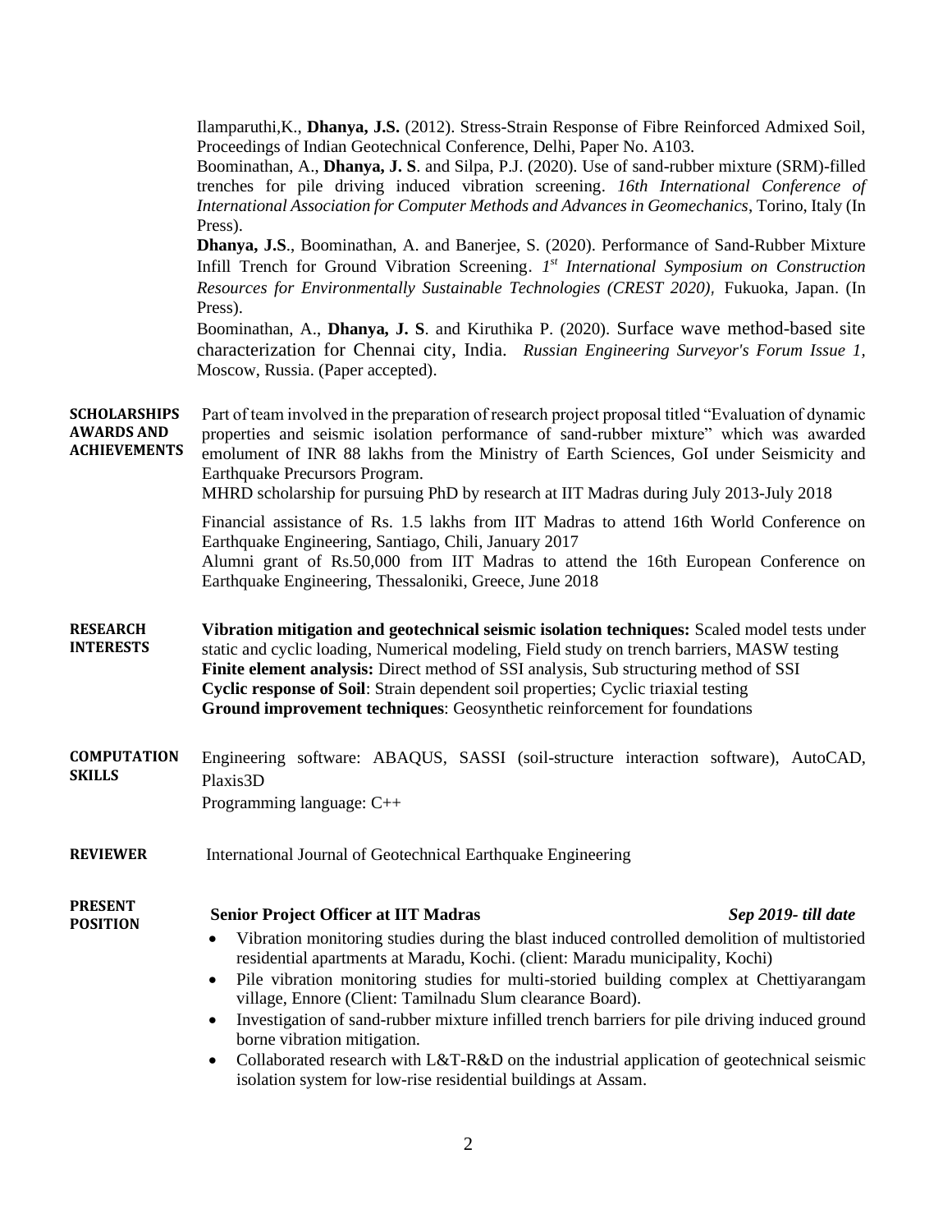Ilamparuthi,K., **Dhanya, J.S.** (2012). Stress-Strain Response of Fibre Reinforced Admixed Soil, Proceedings of Indian Geotechnical Conference, Delhi, Paper No. A103.

Boominathan, A., **Dhanya, J. S**. and Silpa, P.J. (2020). Use of sand-rubber mixture (SRM)-filled trenches for pile driving induced vibration screening. *16th International Conference of International Association for Computer Methods and Advances in Geomechanics*, Torino, Italy (In Press).

**Dhanya, J.S**., Boominathan, A. and Banerjee, S. (2020). Performance of Sand-Rubber Mixture Infill Trench for Ground Vibration Screening. *1st International Symposium on Construction Resources for Environmentally Sustainable Technologies (CREST 2020),* Fukuoka, Japan. (In Press).

Boominathan, A., **Dhanya, J. S**. and Kiruthika P. (2020). Surface wave method-based site characterization for Chennai city, India. *Russian Engineering Surveyor's Forum Issue 1*, Moscow, Russia. (Paper accepted).

## SCHOLARSHIPS AWARDS AND ACHIEVEMENTS

Part of team involved in the preparation of research project proposal titled "Evaluation of dynamic properties and seismic isolation performance of sand-rubber mixture" which was awarded emolument of INR 88 lakhs from the Ministry of Earth Sciences, GoI under Seismicity and Earthquake Precursors Program.

MHRD scholarship for pursuing PhD by research at IIT Madras during July 2013-July 2018

Financial assistance of Rs. 1.5 lakhs from IIT Madras to attend 16th World Conference on Earthquake Engineering, Santiago, Chili, January 2017

Alumni grant of Rs.50,000 from IIT Madras to attend the 16th European Conference on Earthquake Engineering, Thessaloniki, Greece, June 2018

## RESEARCH INTERESTS

**Vibration mitigation and geotechnical seismic isolation techniques:** Scaled model tests under static and cyclic loading, Numerical modeling, Field study on trench barriers, MASW testing

**Finite element analysis:** Direct method of SSI analysis, Sub structuring method of SSI

**Cyclic response of Soil**: Strain dependent soil properties; Cyclic triaxial testing

**Ground improvement techniques**: Geosynthetic reinforcement for foundations

## COMPUTATION SKILLS

Engineering software: ABAQUS, SASSI (soil-structure interaction software), AutoCAD, Plaxis3D

Programming language: C++

## REVIEWER

International Journal of Geotechnical Earthquake Engineering

## PRESENT POSITION

**Senior Project Officer at IIT Madras** — ***Sep 2019- till date***

- Vibration monitoring studies during the blast induced controlled demolition of multistoried residential apartments at Maradu, Kochi. (client: Maradu municipality, Kochi)
- Pile vibration monitoring studies for multi-storied building complex at Chettiyarangam village, Ennore (Client: Tamilnadu Slum clearance Board).
- Investigation of sand-rubber mixture infilled trench barriers for pile driving induced ground borne vibration mitigation.
- Collaborated research with L&T-R&D on the industrial application of geotechnical seismic isolation system for low-rise residential buildings at Assam.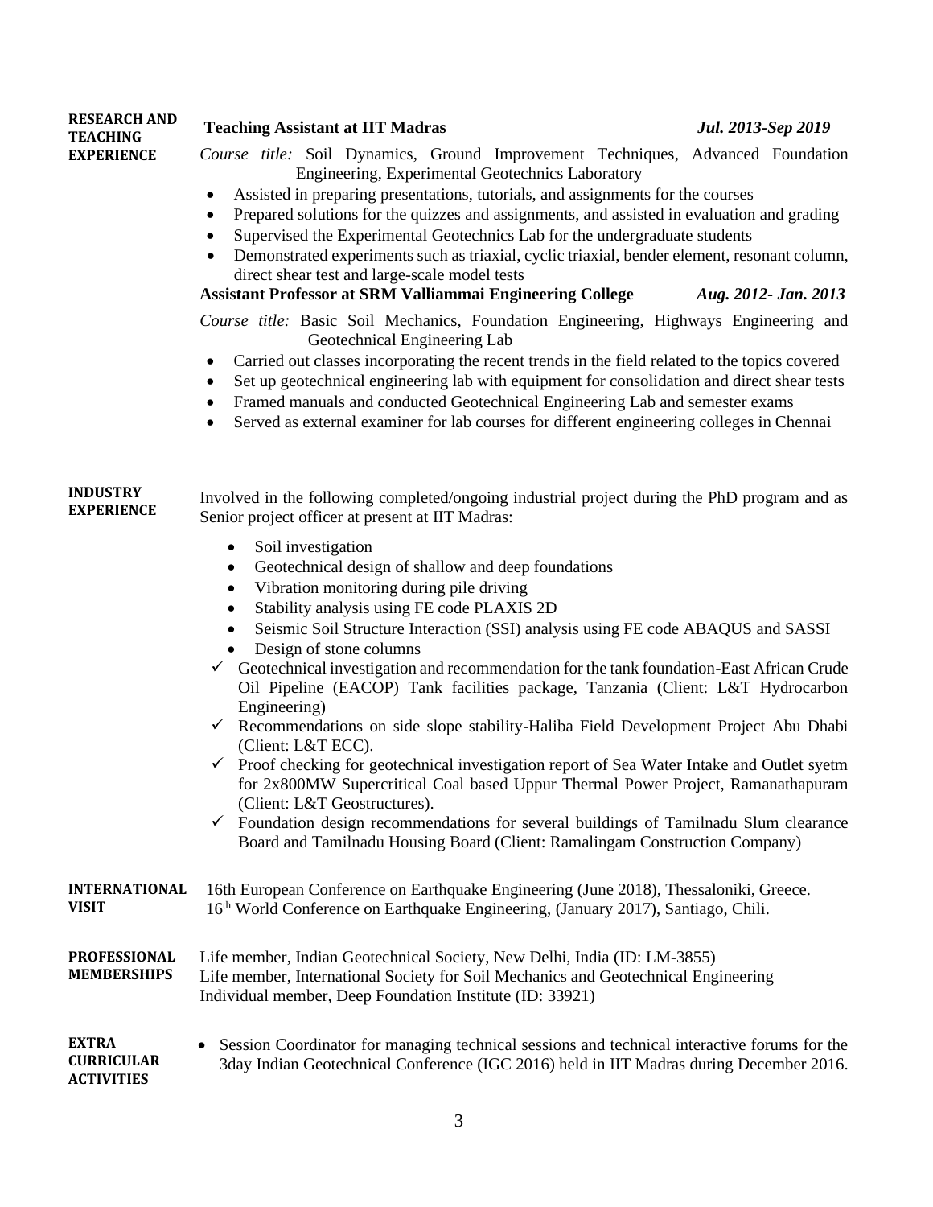## RESEARCH AND TEACHING EXPERIENCE

**Teaching Assistant at IIT Madras** *Jul. 2013-Sep 2019*

*Course title:* Soil Dynamics, Ground Improvement Techniques, Advanced Foundation Engineering, Experimental Geotechnics Laboratory

- Assisted in preparing presentations, tutorials, and assignments for the courses
- Prepared solutions for the quizzes and assignments, and assisted in evaluation and grading
- Supervised the Experimental Geotechnics Lab for the undergraduate students
- Demonstrated experiments such as triaxial, cyclic triaxial, bender element, resonant column, direct shear test and large-scale model tests

**Assistant Professor at SRM Valliammai Engineering College** *Aug. 2012- Jan. 2013*

*Course title:* Basic Soil Mechanics, Foundation Engineering, Highways Engineering and Geotechnical Engineering Lab

- Carried out classes incorporating the recent trends in the field related to the topics covered
- Set up geotechnical engineering lab with equipment for consolidation and direct shear tests
- Framed manuals and conducted Geotechnical Engineering Lab and semester exams
- Served as external examiner for lab courses for different engineering colleges in Chennai

## INDUSTRY EXPERIENCE

Involved in the following completed/ongoing industrial project during the PhD program and as Senior project officer at present at IIT Madras:

- Soil investigation
- Geotechnical design of shallow and deep foundations
- Vibration monitoring during pile driving
- Stability analysis using FE code PLAXIS 2D
- Seismic Soil Structure Interaction (SSI) analysis using FE code ABAQUS and SASSI
- Design of stone columns

- ✓ Geotechnical investigation and recommendation for the tank foundation-East African Crude Oil Pipeline (EACOP) Tank facilities package, Tanzania (Client: L&T Hydrocarbon Engineering)
- ✓ Recommendations on side slope stability-Haliba Field Development Project Abu Dhabi (Client: L&T ECC).
- ✓ Proof checking for geotechnical investigation report of Sea Water Intake and Outlet syetm for 2x800MW Supercritical Coal based Uppur Thermal Power Project, Ramanathapuram (Client: L&T Geostructures).
- ✓ Foundation design recommendations for several buildings of Tamilnadu Slum clearance Board and Tamilnadu Housing Board (Client: Ramalingam Construction Company)

## INTERNATIONAL VISIT

16th European Conference on Earthquake Engineering (June 2018), Thessaloniki, Greece.
16th World Conference on Earthquake Engineering, (January 2017), Santiago, Chili.

## PROFESSIONAL MEMBERSHIPS

Life member, Indian Geotechnical Society, New Delhi, India (ID: LM-3855)
Life member, International Society for Soil Mechanics and Geotechnical Engineering
Individual member, Deep Foundation Institute (ID: 33921)

## EXTRA CURRICULAR ACTIVITIES

- Session Coordinator for managing technical sessions and technical interactive forums for the 3day Indian Geotechnical Conference (IGC 2016) held in IIT Madras during December 2016.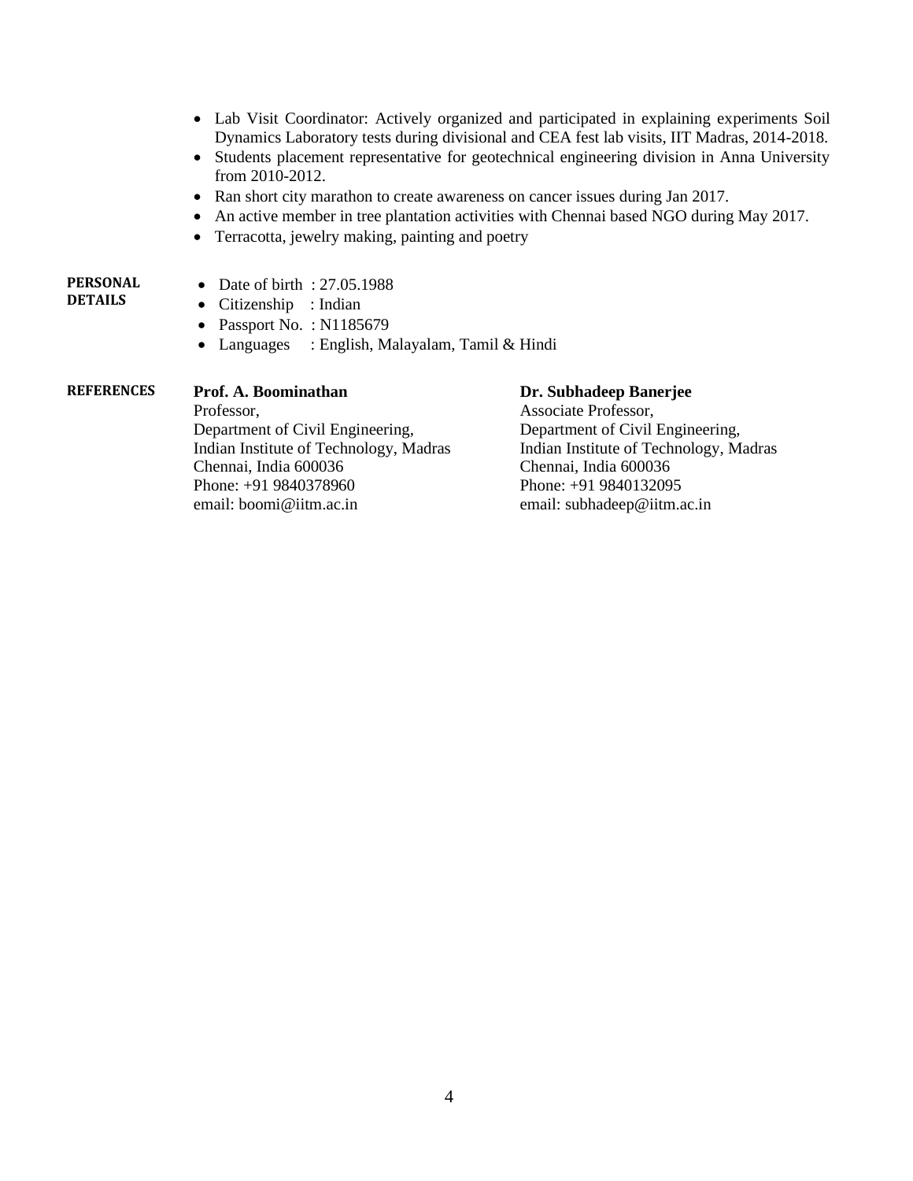- Lab Visit Coordinator: Actively organized and participated in explaining experiments Soil Dynamics Laboratory tests during divisional and CEA fest lab visits, IIT Madras, 2014-2018.
- Students placement representative for geotechnical engineering division in Anna University from 2010-2012.
- Ran short city marathon to create awareness on cancer issues during Jan 2017.
- An active member in tree plantation activities with Chennai based NGO during May 2017.
- Terracotta, jewelry making, painting and poetry

**PERSONAL DETAILS**

- Date of birth : 27.05.1988
- Citizenship : Indian
- Passport No. : N1185679
- Languages : English, Malayalam, Tamil & Hindi

**REFERENCES**

**Prof. A. Boominathan**
Professor,
Department of Civil Engineering,
Indian Institute of Technology, Madras
Chennai, India 600036
Phone: +91 9840378960
email: boomi@iitm.ac.in

**Dr. Subhadeep Banerjee**
Associate Professor,
Department of Civil Engineering,
Indian Institute of Technology, Madras
Chennai, India 600036
Phone: +91 9840132095
email: subhadeep@iitm.ac.in